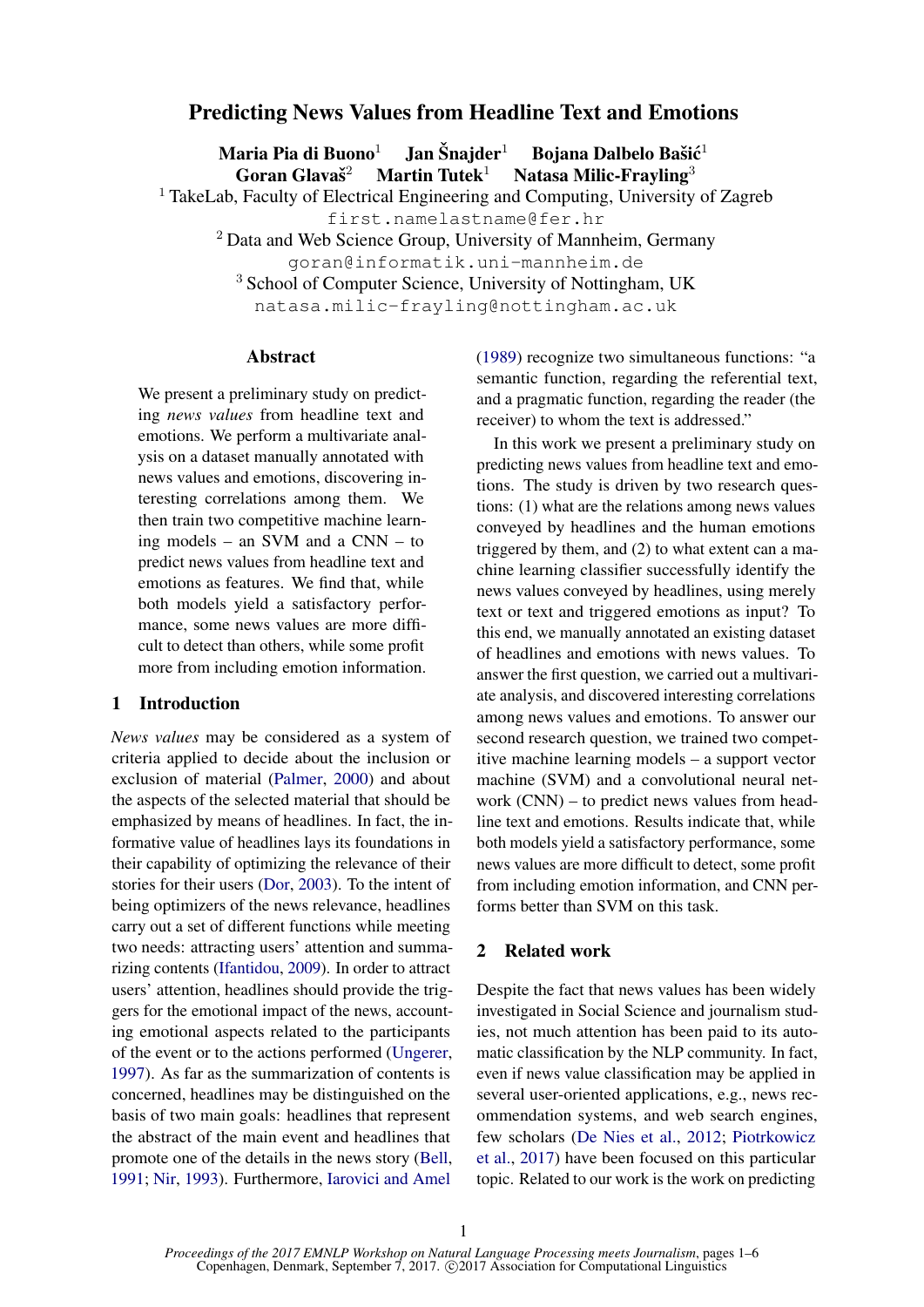# Predicting News Values from Headline Text and Emotions

**Maria Pia di Buono**[1] **Jan Šnajder**[1] **Bojana Dalbelo Bašić**[1]
**Goran Glavaš**[2] **Martin Tutek**[1] **Natasa Milic-Frayling**[3]

[1] TakeLab, Faculty of Electrical Engineering and Computing, University of Zagreb
first.namelastname@fer.hr

[2] Data and Web Science Group, University of Mannheim, Germany
goran@informatik.uni-mannheim.de

[3] School of Computer Science, University of Nottingham, UK
natasa.milic-frayling@nottingham.ac.uk

## Abstract

We present a preliminary study on predicting *news values* from headline text and emotions. We perform a multivariate analysis on a dataset manually annotated with news values and emotions, discovering interesting correlations among them. We then train two competitive machine learning models – an SVM and a CNN – to predict news values from headline text and emotions as features. We find that, while both models yield a satisfactory performance, some news values are more difficult to detect than others, while some profit more from including emotion information.

## 1 Introduction

*News values* may be considered as a system of criteria applied to decide about the inclusion or exclusion of material (Palmer, 2000) and about the aspects of the selected material that should be emphasized by means of headlines. In fact, the informative value of headlines lays its foundations in their capability of optimizing the relevance of their stories for their users (Dor, 2003). To the intent of being optimizers of the news relevance, headlines carry out a set of different functions while meeting two needs: attracting users' attention and summarizing contents (Ifantidou, 2009). In order to attract users' attention, headlines should provide the triggers for the emotional impact of the news, accounting emotional aspects related to the participants of the event or to the actions performed (Ungerer, 1997). As far as the summarization of contents is concerned, headlines may be distinguished on the basis of two main goals: headlines that represent the abstract of the main event and headlines that promote one of the details in the news story (Bell, 1991; Nir, 1993). Furthermore, Iarovici and Amel (1989) recognize two simultaneous functions: "a semantic function, regarding the referential text, and a pragmatic function, regarding the reader (the receiver) to whom the text is addressed."

In this work we present a preliminary study on predicting news values from headline text and emotions. The study is driven by two research questions: (1) what are the relations among news values conveyed by headlines and the human emotions triggered by them, and (2) to what extent can a machine learning classifier successfully identify the news values conveyed by headlines, using merely text or text and triggered emotions as input? To this end, we manually annotated an existing dataset of headlines and emotions with news values. To answer the first question, we carried out a multivariate analysis, and discovered interesting correlations among news values and emotions. To answer our second research question, we trained two competitive machine learning models – a support vector machine (SVM) and a convolutional neural network (CNN) – to predict news values from headline text and emotions. Results indicate that, while both models yield a satisfactory performance, some news values are more difficult to detect, some profit from including emotion information, and CNN performs better than SVM on this task.

## 2 Related work

Despite the fact that news values has been widely investigated in Social Science and journalism studies, not much attention has been paid to its automatic classification by the NLP community. In fact, even if news value classification may be applied in several user-oriented applications, e.g., news recommendation systems, and web search engines, few scholars (De Nies et al., 2012; Piotrkowicz et al., 2017) have been focused on this particular topic. Related to our work is the work on predicting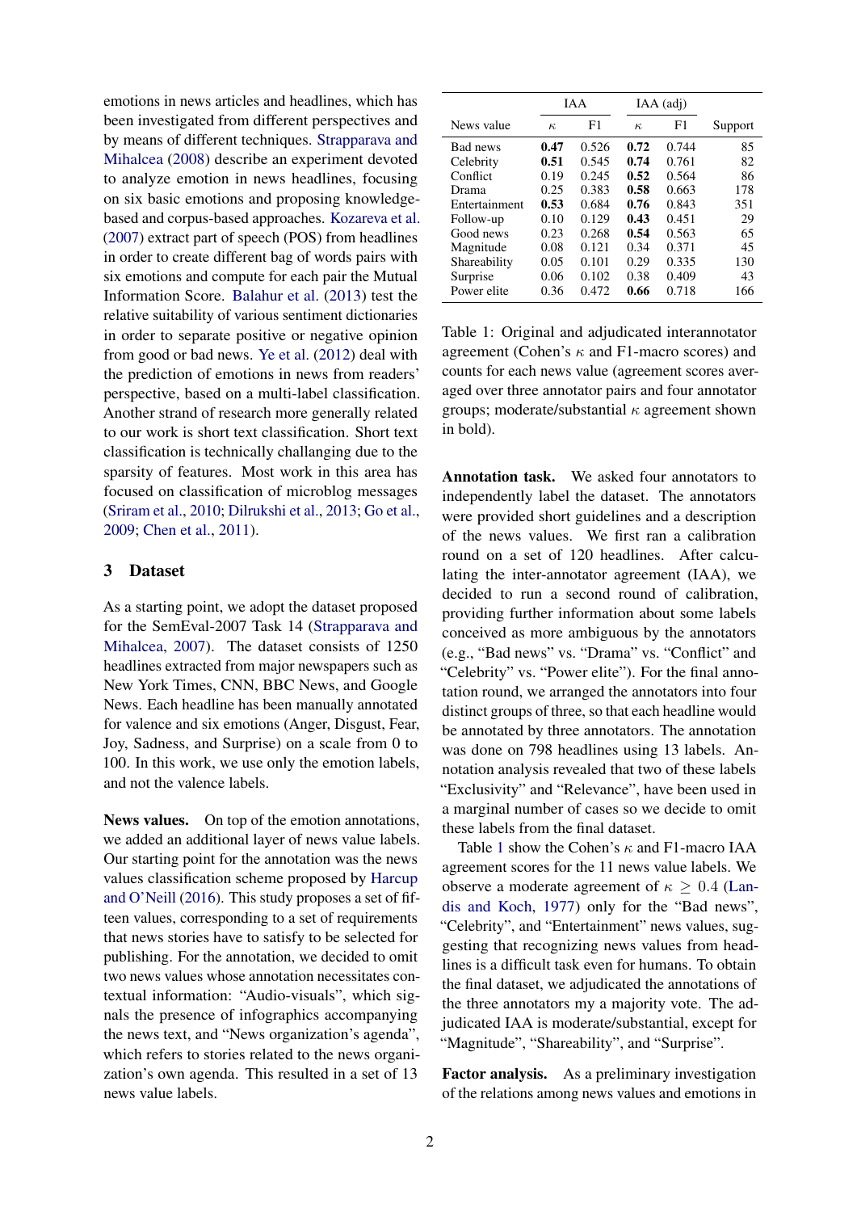emotions in news articles and headlines, which has been investigated from different perspectives and by means of different techniques. Strapparava and Mihalcea (2008) describe an experiment devoted to analyze emotion in news headlines, focusing on six basic emotions and proposing knowledge-based and corpus-based approaches. Kozareva et al. (2007) extract part of speech (POS) from headlines in order to create different bag of words pairs with six emotions and compute for each pair the Mutual Information Score. Balahur et al. (2013) test the relative suitability of various sentiment dictionaries in order to separate positive or negative opinion from good or bad news. Ye et al. (2012) deal with the prediction of emotions in news from readers' perspective, based on a multi-label classification. Another strand of research more generally related to our work is short text classification. Short text classification is technically challanging due to the sparsity of features. Most work in this area has focused on classification of microblog messages (Sriram et al., 2010; Dilrukshi et al., 2013; Go et al., 2009; Chen et al., 2011).

## 3 Dataset

As a starting point, we adopt the dataset proposed for the SemEval-2007 Task 14 (Strapparava and Mihalcea, 2007). The dataset consists of 1250 headlines extracted from major newspapers such as New York Times, CNN, BBC News, and Google News. Each headline has been manually annotated for valence and six emotions (Anger, Disgust, Fear, Joy, Sadness, and Surprise) on a scale from 0 to 100. In this work, we use only the emotion labels, and not the valence labels.

**News values.** On top of the emotion annotations, we added an additional layer of news value labels. Our starting point for the annotation was the news values classification scheme proposed by Harcup and O'Neill (2016). This study proposes a set of fifteen values, corresponding to a set of requirements that news stories have to satisfy to be selected for publishing. For the annotation, we decided to omit two news values whose annotation necessitates contextual information: "Audio-visuals", which signals the presence of infographics accompanying the news text, and "News organization's agenda", which refers to stories related to the news organization's own agenda. This resulted in a set of 13 news value labels.

| | IAA | | IAA (adj) | | |
|---|---|---|---|---|---|
| News value | $\kappa$ | F1 | $\kappa$ | F1 | Support |
| Bad news | **0.47** | 0.526 | **0.72** | 0.744 | 85 |
| Celebrity | **0.51** | 0.545 | **0.74** | 0.761 | 82 |
| Conflict | 0.19 | 0.245 | **0.52** | 0.564 | 86 |
| Drama | 0.25 | 0.383 | **0.58** | 0.663 | 178 |
| Entertainment | **0.53** | 0.684 | **0.76** | 0.843 | 351 |
| Follow-up | 0.10 | 0.129 | **0.43** | 0.451 | 29 |
| Good news | 0.23 | 0.268 | **0.54** | 0.563 | 65 |
| Magnitude | 0.08 | 0.121 | 0.34 | 0.371 | 45 |
| Shareability | 0.05 | 0.101 | 0.29 | 0.335 | 130 |
| Surprise | 0.06 | 0.102 | 0.38 | 0.409 | 43 |
| Power elite | 0.36 | 0.472 | **0.66** | 0.718 | 166 |

Table 1: Original and adjudicated interannotator agreement (Cohen's $\kappa$ and F1-macro scores) and counts for each news value (agreement scores averaged over three annotator pairs and four annotator groups; moderate/substantial $\kappa$ agreement shown in bold).

**Annotation task.** We asked four annotators to independently label the dataset. The annotators were provided short guidelines and a description of the news values. We first ran a calibration round on a set of 120 headlines. After calculating the inter-annotator agreement (IAA), we decided to run a second round of calibration, providing further information about some labels conceived as more ambiguous by the annotators (e.g., "Bad news" vs. "Drama" vs. "Conflict" and "Celebrity" vs. "Power elite"). For the final annotation round, we arranged the annotators into four distinct groups of three, so that each headline would be annotated by three annotators. The annotation was done on 798 headlines using 13 labels. Annotation analysis revealed that two of these labels "Exclusivity" and "Relevance", have been used in a marginal number of cases so we decide to omit these labels from the final dataset.

Table 1 show the Cohen's $\kappa$ and F1-macro IAA agreement scores for the 11 news value labels. We observe a moderate agreement of $\kappa \geq 0.4$ (Landis and Koch, 1977) only for the "Bad news", "Celebrity", and "Entertainment" news values, suggesting that recognizing news values from headlines is a difficult task even for humans. To obtain the final dataset, we adjudicated the annotations of the three annotators my a majority vote. The adjudicated IAA is moderate/substantial, except for "Magnitude", "Shareability", and "Surprise".

**Factor analysis.** As a preliminary investigation of the relations among news values and emotions in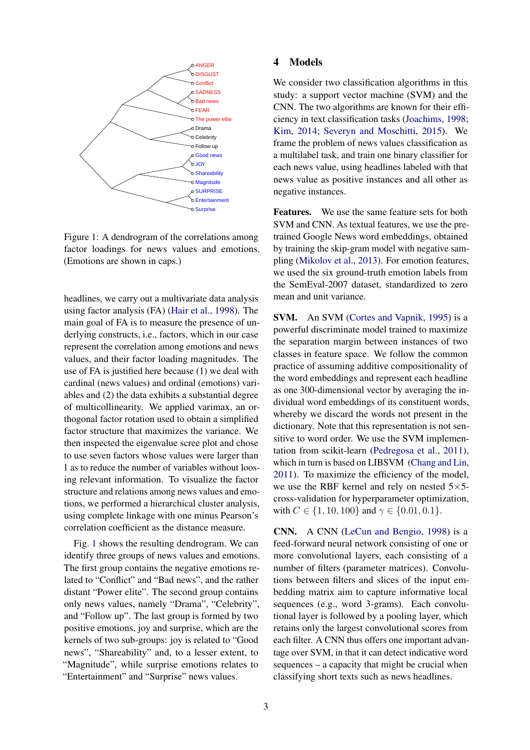Figure 1: A dendrogram of the correlations among factor loadings for news values and emotions. (Emotions are shown in caps.)

headlines, we carry out a multivariate data analysis using factor analysis (FA) (Hair et al., 1998). The main goal of FA is to measure the presence of underlying constructs, i.e., factors, which in our case represent the correlation among emotions and news values, and their factor loading magnitudes. The use of FA is justified here because (1) we deal with cardinal (news values) and ordinal (emotions) variables and (2) the data exhibits a substantial degree of multicollinearity. We applied varimax, an orthogonal factor rotation used to obtain a simplified factor structure that maximizes the variance. We then inspected the eigenvalue scree plot and chose to use seven factors whose values were larger than 1 as to reduce the number of variables without loosing relevant information. To visualize the factor structure and relations among news values and emotions, we performed a hierarchical cluster analysis, using complete linkage with one minus Pearson's correlation coefficient as the distance measure.

Fig. 1 shows the resulting dendrogram. We can identify three groups of news values and emotions. The first group contains the negative emotions related to "Conflict" and "Bad news", and the rather distant "Power elite". The second group contains only news values, namely "Drama", "Celebrity", and "Follow up". The last group is formed by two positive emotions, joy and surprise, which are the kernels of two sub-groups: joy is related to "Good news", "Shareability" and, to a lesser extent, to "Magnitude", while surprise emotions relates to "Entertainment" and "Surprise" news values.

## 4 Models

We consider two classification algorithms in this study: a support vector machine (SVM) and the CNN. The two algorithms are known for their efficiency in text classification tasks (Joachims, 1998; Kim, 2014; Severyn and Moschitti, 2015). We frame the problem of news values classification as a multilabel task, and train one binary classifier for each news value, using headlines labeled with that news value as positive instances and all other as negative instances.

**Features.** We use the same feature sets for both SVM and CNN. As textual features, we use the pre-trained Google News word embeddings, obtained by training the skip-gram model with negative sampling (Mikolov et al., 2013). For emotion features, we used the six ground-truth emotion labels from the SemEval-2007 dataset, standardized to zero mean and unit variance.

**SVM.** An SVM (Cortes and Vapnik, 1995) is a powerful discriminate model trained to maximize the separation margin between instances of two classes in feature space. We follow the common practice of assuming additive compositionality of the word embeddings and represent each headline as one 300-dimensional vector by averaging the individual word embeddings of its constituent words, whereby we discard the words not present in the dictionary. Note that this representation is not sensitive to word order. We use the SVM implementation from scikit-learn (Pedregosa et al., 2011), which in turn is based on LIBSVM (Chang and Lin, 2011). To maximize the efficiency of the model, we use the RBF kernel and rely on nested $5\times5$-cross-validation for hyperparameter optimization, with $C \in \{1, 10, 100\}$ and $\gamma \in \{0.01, 0.1\}$.

**CNN.** A CNN (LeCun and Bengio, 1998) is a feed-forward neural network consisting of one or more convolutional layers, each consisting of a number of filters (parameter matrices). Convolutions between filters and slices of the input embedding matrix aim to capture informative local sequences (e.g., word 3-grams). Each convolutional layer is followed by a pooling layer, which retains only the largest convolutional scores from each filter. A CNN thus offers one important advantage over SVM, in that it can detect indicative word sequences – a capacity that might be crucial when classifying short texts such as news headlines.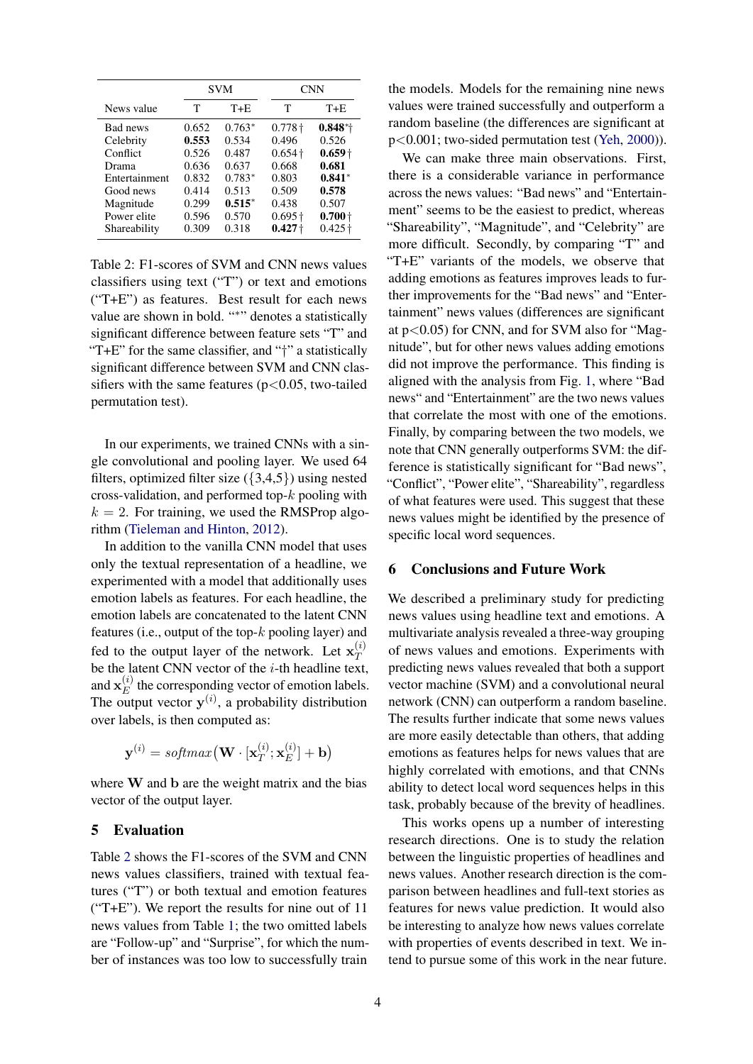| News value | SVM | | CNN | |
|---|---|---|---|---|
| | T | T+E | T | T+E |
| Bad news | 0.652 | 0.763* | 0.778 † | **0.848***† |
| Celebrity | **0.553** | 0.534 | 0.496 | 0.526 |
| Conflict | 0.526 | 0.487 | 0.654 † | **0.659** † |
| Drama | 0.636 | 0.637 | 0.668 | **0.681** |
| Entertainment | 0.832 | 0.783* | 0.803 | **0.841*** |
| Good news | 0.414 | 0.513 | 0.509 | **0.578** |
| Magnitude | 0.299 | **0.515*** | 0.438 | 0.507 |
| Power elite | 0.596 | 0.570 | 0.695 † | **0.700** † |
| Shareability | 0.309 | 0.318 | **0.427** † | 0.425 † |

Table 2: F1-scores of SVM and CNN news values classifiers using text ("T") or text and emotions ("T+E") as features. Best result for each news value are shown in bold. "*" denotes a statistically significant difference between feature sets "T" and "T+E" for the same classifier, and "†" a statistically significant difference between SVM and CNN classifiers with the same features ($p<0.05$, two-tailed permutation test).

In our experiments, we trained CNNs with a single convolutional and pooling layer. We used 64 filters, optimized filter size ({3,4,5}) using nested cross-validation, and performed top-$k$ pooling with $k = 2$. For training, we used the RMSProp algorithm (Tieleman and Hinton, 2012).

In addition to the vanilla CNN model that uses only the textual representation of a headline, we experimented with a model that additionally uses emotion labels as features. For each headline, the emotion labels are concatenated to the latent CNN features (i.e., output of the top-$k$ pooling layer) and fed to the output layer of the network. Let $\mathbf{x}_T^{(i)}$ be the latent CNN vector of the $i$-th headline text, and $\mathbf{x}_E^{(i)}$ the corresponding vector of emotion labels. The output vector $\mathbf{y}^{(i)}$, a probability distribution over labels, is then computed as:

$$\mathbf{y}^{(i)} = softmax\big(\mathbf{W} \cdot [\mathbf{x}_T^{(i)}; \mathbf{x}_E^{(i)}] + \mathbf{b}\big)$$

where $\mathbf{W}$ and $\mathbf{b}$ are the weight matrix and the bias vector of the output layer.

## 5 Evaluation

Table 2 shows the F1-scores of the SVM and CNN news values classifiers, trained with textual features ("T") or both textual and emotion features ("T+E"). We report the results for nine out of 11 news values from Table 1; the two omitted labels are "Follow-up" and "Surprise", for which the number of instances was too low to successfully train the models. Models for the remaining nine news values were trained successfully and outperform a random baseline (the differences are significant at $p<0.001$; two-sided permutation test (Yeh, 2000)).

We can make three main observations. First, there is a considerable variance in performance across the news values: "Bad news" and "Entertainment" seems to be the easiest to predict, whereas "Shareability", "Magnitude", and "Celebrity" are more difficult. Secondly, by comparing "T" and "T+E" variants of the models, we observe that adding emotions as features improves leads to further improvements for the "Bad news" and "Entertainment" news values (differences are significant at $p<0.05$) for CNN, and for SVM also for "Magnitude", but for other news values adding emotions did not improve the performance. This finding is aligned with the analysis from Fig. 1, where "Bad news" and "Entertainment" are the two news values that correlate the most with one of the emotions. Finally, by comparing between the two models, we note that CNN generally outperforms SVM: the difference is statistically significant for "Bad news", "Conflict", "Power elite", "Shareability", regardless of what features were used. This suggest that these news values might be identified by the presence of specific local word sequences.

## 6 Conclusions and Future Work

We described a preliminary study for predicting news values using headline text and emotions. A multivariate analysis revealed a three-way grouping of news values and emotions. Experiments with predicting news values revealed that both a support vector machine (SVM) and a convolutional neural network (CNN) can outperform a random baseline. The results further indicate that some news values are more easily detectable than others, that adding emotions as features helps for news values that are highly correlated with emotions, and that CNNs ability to detect local word sequences helps in this task, probably because of the brevity of headlines.

This works opens up a number of interesting research directions. One is to study the relation between the linguistic properties of headlines and news values. Another research direction is the comparison between headlines and full-text stories as features for news value prediction. It would also be interesting to analyze how news values correlate with properties of events described in text. We intend to pursue some of this work in the near future.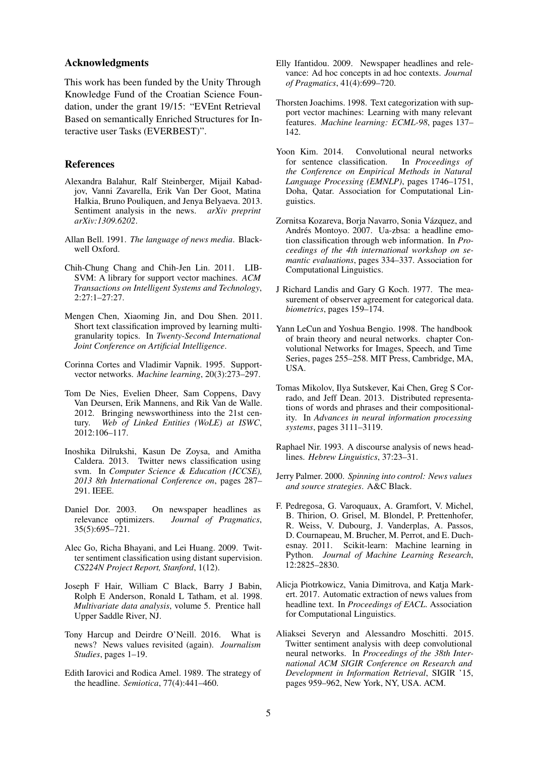## Acknowledgments

This work has been funded by the Unity Through Knowledge Fund of the Croatian Science Foundation, under the grant 19/15: "EVEnt Retrieval Based on semantically Enriched Structures for Interactive user Tasks (EVERBEST)".

## References

Alexandra Balahur, Ralf Steinberger, Mijail Kabadjov, Vanni Zavarella, Erik Van Der Goot, Matina Halkia, Bruno Pouliquen, and Jenya Belyaeva. 2013. Sentiment analysis in the news. *arXiv preprint arXiv:1309.6202*.

Allan Bell. 1991. *The language of news media*. Blackwell Oxford.

Chih-Chung Chang and Chih-Jen Lin. 2011. LIBSVM: A library for support vector machines. *ACM Transactions on Intelligent Systems and Technology*, 2:27:1–27:27.

Mengen Chen, Xiaoming Jin, and Dou Shen. 2011. Short text classification improved by learning multi-granularity topics. In *Twenty-Second International Joint Conference on Artificial Intelligence*.

Corinna Cortes and Vladimir Vapnik. 1995. Support-vector networks. *Machine learning*, 20(3):273–297.

Tom De Nies, Evelien Dheer, Sam Coppens, Davy Van Deursen, Erik Mannens, and Rik Van de Walle. 2012. Bringing newsworthiness into the 21st century. *Web of Linked Entities (WoLE) at ISWC*, 2012:106–117.

Inoshika Dilrukshi, Kasun De Zoysa, and Amitha Caldera. 2013. Twitter news classification using svm. In *Computer Science & Education (ICCSE), 2013 8th International Conference on*, pages 287–291. IEEE.

Daniel Dor. 2003. On newspaper headlines as relevance optimizers. *Journal of Pragmatics*, 35(5):695–721.

Alec Go, Richa Bhayani, and Lei Huang. 2009. Twitter sentiment classification using distant supervision. *CS224N Project Report, Stanford*, 1(12).

Joseph F Hair, William C Black, Barry J Babin, Rolph E Anderson, Ronald L Tatham, et al. 1998. *Multivariate data analysis*, volume 5. Prentice hall Upper Saddle River, NJ.

Tony Harcup and Deirdre O'Neill. 2016. What is news? News values revisited (again). *Journalism Studies*, pages 1–19.

Edith Iarovici and Rodica Amel. 1989. The strategy of the headline. *Semiotica*, 77(4):441–460.

Elly Ifantidou. 2009. Newspaper headlines and relevance: Ad hoc concepts in ad hoc contexts. *Journal of Pragmatics*, 41(4):699–720.

Thorsten Joachims. 1998. Text categorization with support vector machines: Learning with many relevant features. *Machine learning: ECML-98*, pages 137–142.

Yoon Kim. 2014. Convolutional neural networks for sentence classification. In *Proceedings of the Conference on Empirical Methods in Natural Language Processing (EMNLP)*, pages 1746–1751, Doha, Qatar. Association for Computational Linguistics.

Zornitsa Kozareva, Borja Navarro, Sonia Vázquez, and Andrés Montoyo. 2007. Ua-zbsa: a headline emotion classification through web information. In *Proceedings of the 4th international workshop on semantic evaluations*, pages 334–337. Association for Computational Linguistics.

J Richard Landis and Gary G Koch. 1977. The measurement of observer agreement for categorical data. *biometrics*, pages 159–174.

Yann LeCun and Yoshua Bengio. 1998. The handbook of brain theory and neural networks. chapter Convolutional Networks for Images, Speech, and Time Series, pages 255–258. MIT Press, Cambridge, MA, USA.

Tomas Mikolov, Ilya Sutskever, Kai Chen, Greg S Corrado, and Jeff Dean. 2013. Distributed representations of words and phrases and their compositionality. In *Advances in neural information processing systems*, pages 3111–3119.

Raphael Nir. 1993. A discourse analysis of news headlines. *Hebrew Linguistics*, 37:23–31.

Jerry Palmer. 2000. *Spinning into control: News values and source strategies*. A&C Black.

F. Pedregosa, G. Varoquaux, A. Gramfort, V. Michel, B. Thirion, O. Grisel, M. Blondel, P. Prettenhofer, R. Weiss, V. Dubourg, J. Vanderplas, A. Passos, D. Cournapeau, M. Brucher, M. Perrot, and E. Duchesnay. 2011. Scikit-learn: Machine learning in Python. *Journal of Machine Learning Research*, 12:2825–2830.

Alicja Piotrkowicz, Vania Dimitrova, and Katja Markert. 2017. Automatic extraction of news values from headline text. In *Proceedings of EACL*. Association for Computational Linguistics.

Aliaksei Severyn and Alessandro Moschitti. 2015. Twitter sentiment analysis with deep convolutional neural networks. In *Proceedings of the 38th International ACM SIGIR Conference on Research and Development in Information Retrieval*, SIGIR '15, pages 959–962, New York, NY, USA. ACM.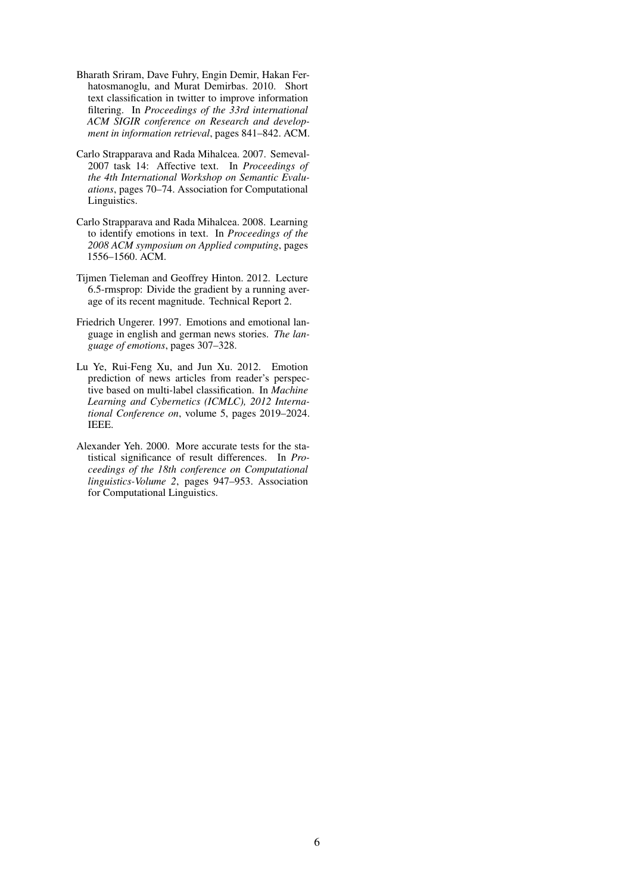Bharath Sriram, Dave Fuhry, Engin Demir, Hakan Ferhatosmanoglu, and Murat Demirbas. 2010. Short text classification in twitter to improve information filtering. In *Proceedings of the 33rd international ACM SIGIR conference on Research and development in information retrieval*, pages 841–842. ACM.

Carlo Strapparava and Rada Mihalcea. 2007. Semeval-2007 task 14: Affective text. In *Proceedings of the 4th International Workshop on Semantic Evaluations*, pages 70–74. Association for Computational Linguistics.

Carlo Strapparava and Rada Mihalcea. 2008. Learning to identify emotions in text. In *Proceedings of the 2008 ACM symposium on Applied computing*, pages 1556–1560. ACM.

Tijmen Tieleman and Geoffrey Hinton. 2012. Lecture 6.5-rmsprop: Divide the gradient by a running average of its recent magnitude. Technical Report 2.

Friedrich Ungerer. 1997. Emotions and emotional language in english and german news stories. *The language of emotions*, pages 307–328.

Lu Ye, Rui-Feng Xu, and Jun Xu. 2012. Emotion prediction of news articles from reader's perspective based on multi-label classification. In *Machine Learning and Cybernetics (ICMLC), 2012 International Conference on*, volume 5, pages 2019–2024. IEEE.

Alexander Yeh. 2000. More accurate tests for the statistical significance of result differences. In *Proceedings of the 18th conference on Computational linguistics-Volume 2*, pages 947–953. Association for Computational Linguistics.